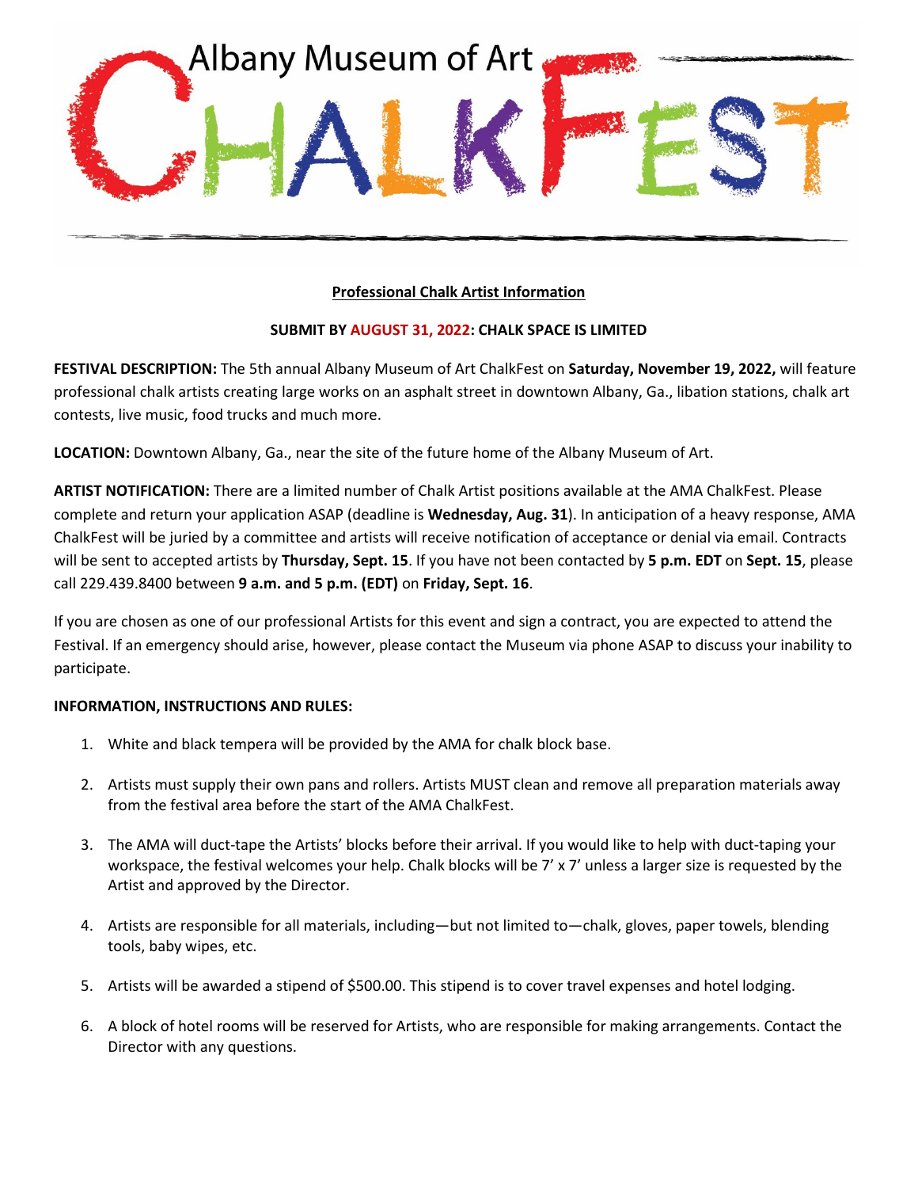# Albany Museum of Art ChalkFest

**Professional Chalk Artist Information**

**SUBMIT BY AUGUST 31, 2022: CHALK SPACE IS LIMITED**

**FESTIVAL DESCRIPTION:** The 5th annual Albany Museum of Art ChalkFest on **Saturday, November 19, 2022,** will feature professional chalk artists creating large works on an asphalt street in downtown Albany, Ga., libation stations, chalk art contests, live music, food trucks and much more.

**LOCATION:** Downtown Albany, Ga., near the site of the future home of the Albany Museum of Art.

**ARTIST NOTIFICATION:** There are a limited number of Chalk Artist positions available at the AMA ChalkFest. Please complete and return your application ASAP (deadline is **Wednesday, Aug. 31**). In anticipation of a heavy response, AMA ChalkFest will be juried by a committee and artists will receive notification of acceptance or denial via email. Contracts will be sent to accepted artists by **Thursday, Sept. 15**. If you have not been contacted by **5 p.m. EDT** on **Sept. 15**, please call 229.439.8400 between **9 a.m. and 5 p.m. (EDT)** on **Friday, Sept. 16**.

If you are chosen as one of our professional Artists for this event and sign a contract, you are expected to attend the Festival. If an emergency should arise, however, please contact the Museum via phone ASAP to discuss your inability to participate.

**INFORMATION, INSTRUCTIONS AND RULES:**

1. White and black tempera will be provided by the AMA for chalk block base.
2. Artists must supply their own pans and rollers. Artists MUST clean and remove all preparation materials away from the festival area before the start of the AMA ChalkFest.
3. The AMA will duct-tape the Artists' blocks before their arrival. If you would like to help with duct-taping your workspace, the festival welcomes your help. Chalk blocks will be 7' x 7' unless a larger size is requested by the Artist and approved by the Director.
4. Artists are responsible for all materials, including—but not limited to—chalk, gloves, paper towels, blending tools, baby wipes, etc.
5. Artists will be awarded a stipend of $500.00. This stipend is to cover travel expenses and hotel lodging.
6. A block of hotel rooms will be reserved for Artists, who are responsible for making arrangements. Contact the Director with any questions.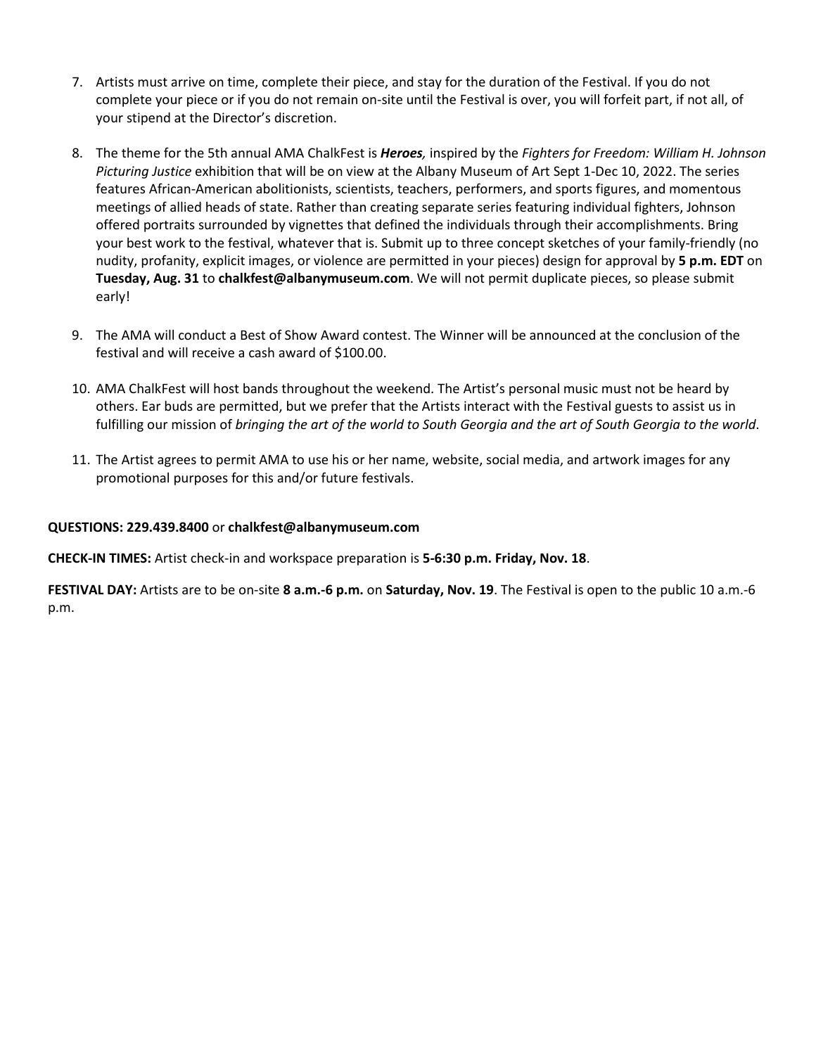7. Artists must arrive on time, complete their piece, and stay for the duration of the Festival. If you do not complete your piece or if you do not remain on-site until the Festival is over, you will forfeit part, if not all, of your stipend at the Director's discretion.

8. The theme for the 5th annual AMA ChalkFest is ***Heroes,*** inspired by the *Fighters for Freedom: William H. Johnson Picturing Justice* exhibition that will be on view at the Albany Museum of Art Sept 1-Dec 10, 2022. The series features African-American abolitionists, scientists, teachers, performers, and sports figures, and momentous meetings of allied heads of state. Rather than creating separate series featuring individual fighters, Johnson offered portraits surrounded by vignettes that defined the individuals through their accomplishments. Bring your best work to the festival, whatever that is. Submit up to three concept sketches of your family-friendly (no nudity, profanity, explicit images, or violence are permitted in your pieces) design for approval by **5 p.m. EDT** on **Tuesday, Aug. 31** to **chalkfest@albanymuseum.com**. We will not permit duplicate pieces, so please submit early!

9. The AMA will conduct a Best of Show Award contest. The Winner will be announced at the conclusion of the festival and will receive a cash award of $100.00.

10. AMA ChalkFest will host bands throughout the weekend. The Artist's personal music must not be heard by others. Ear buds are permitted, but we prefer that the Artists interact with the Festival guests to assist us in fulfilling our mission of *bringing the art of the world to South Georgia and the art of South Georgia to the world*.

11. The Artist agrees to permit AMA to use his or her name, website, social media, and artwork images for any promotional purposes for this and/or future festivals.

**QUESTIONS: 229.439.8400** or **chalkfest@albanymuseum.com**

**CHECK-IN TIMES:** Artist check-in and workspace preparation is **5-6:30 p.m. Friday, Nov. 18**.

**FESTIVAL DAY:** Artists are to be on-site **8 a.m.-6 p.m.** on **Saturday, Nov. 19**. The Festival is open to the public 10 a.m.-6 p.m.